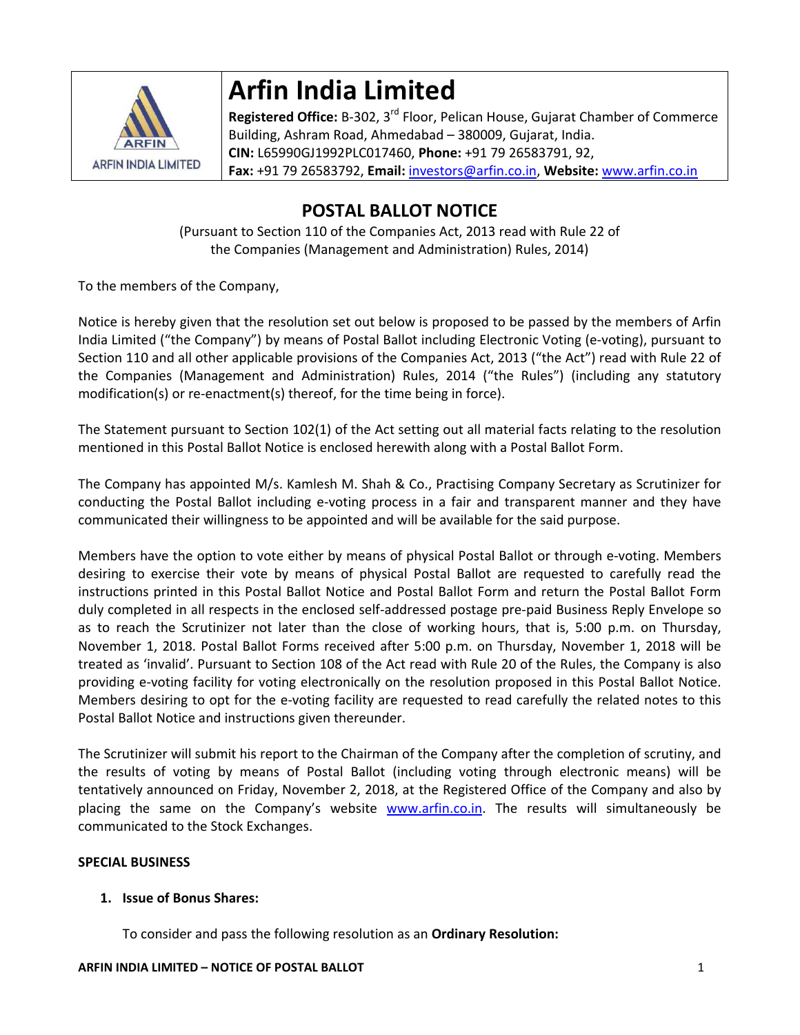# Arfin India Limited

ARFIN INDIA LIMITED

**Registered Office:** B-302, 3rd Floor, Pelican House, Gujarat Chamber of Commerce Building, Ashram Road, Ahmedabad – 380009, Gujarat, India.
**CIN:** L65990GJ1992PLC017460, **Phone:** +91 79 26583791, 92,
**Fax:** +91 79 26583792, **Email:** investors@arfin.co.in, **Website:** www.arfin.co.in

## POSTAL BALLOT NOTICE

(Pursuant to Section 110 of the Companies Act, 2013 read with Rule 22 of the Companies (Management and Administration) Rules, 2014)

To the members of the Company,

Notice is hereby given that the resolution set out below is proposed to be passed by the members of Arfin India Limited ("the Company") by means of Postal Ballot including Electronic Voting (e-voting), pursuant to Section 110 and all other applicable provisions of the Companies Act, 2013 ("the Act") read with Rule 22 of the Companies (Management and Administration) Rules, 2014 ("the Rules") (including any statutory modification(s) or re-enactment(s) thereof, for the time being in force).

The Statement pursuant to Section 102(1) of the Act setting out all material facts relating to the resolution mentioned in this Postal Ballot Notice is enclosed herewith along with a Postal Ballot Form.

The Company has appointed M/s. Kamlesh M. Shah & Co., Practising Company Secretary as Scrutinizer for conducting the Postal Ballot including e-voting process in a fair and transparent manner and they have communicated their willingness to be appointed and will be available for the said purpose.

Members have the option to vote either by means of physical Postal Ballot or through e-voting. Members desiring to exercise their vote by means of physical Postal Ballot are requested to carefully read the instructions printed in this Postal Ballot Notice and Postal Ballot Form and return the Postal Ballot Form duly completed in all respects in the enclosed self-addressed postage pre-paid Business Reply Envelope so as to reach the Scrutinizer not later than the close of working hours, that is, 5:00 p.m. on Thursday, November 1, 2018. Postal Ballot Forms received after 5:00 p.m. on Thursday, November 1, 2018 will be treated as 'invalid'. Pursuant to Section 108 of the Act read with Rule 20 of the Rules, the Company is also providing e-voting facility for voting electronically on the resolution proposed in this Postal Ballot Notice. Members desiring to opt for the e-voting facility are requested to read carefully the related notes to this Postal Ballot Notice and instructions given thereunder.

The Scrutinizer will submit his report to the Chairman of the Company after the completion of scrutiny, and the results of voting by means of Postal Ballot (including voting through electronic means) will be tentatively announced on Friday, November 2, 2018, at the Registered Office of the Company and also by placing the same on the Company's website www.arfin.co.in. The results will simultaneously be communicated to the Stock Exchanges.

**SPECIAL BUSINESS**

1. **Issue of Bonus Shares:**

   To consider and pass the following resolution as an **Ordinary Resolution:**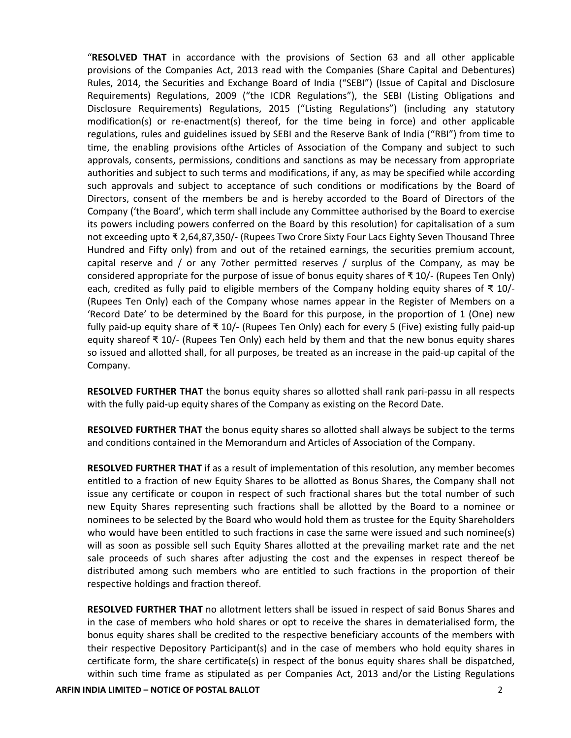"**RESOLVED THAT** in accordance with the provisions of Section 63 and all other applicable provisions of the Companies Act, 2013 read with the Companies (Share Capital and Debentures) Rules, 2014, the Securities and Exchange Board of India ("SEBI") (Issue of Capital and Disclosure Requirements) Regulations, 2009 ("the ICDR Regulations"), the SEBI (Listing Obligations and Disclosure Requirements) Regulations, 2015 ("Listing Regulations") (including any statutory modification(s) or re-enactment(s) thereof, for the time being in force) and other applicable regulations, rules and guidelines issued by SEBI and the Reserve Bank of India ("RBI") from time to time, the enabling provisions ofthe Articles of Association of the Company and subject to such approvals, consents, permissions, conditions and sanctions as may be necessary from appropriate authorities and subject to such terms and modifications, if any, as may be specified while according such approvals and subject to acceptance of such conditions or modifications by the Board of Directors, consent of the members be and is hereby accorded to the Board of Directors of the Company ('the Board', which term shall include any Committee authorised by the Board to exercise its powers including powers conferred on the Board by this resolution) for capitalisation of a sum not exceeding upto ₹ 2,64,87,350/- (Rupees Two Crore Sixty Four Lacs Eighty Seven Thousand Three Hundred and Fifty only) from and out of the retained earnings, the securities premium account, capital reserve and / or any 7other permitted reserves / surplus of the Company, as may be considered appropriate for the purpose of issue of bonus equity shares of ₹ 10/- (Rupees Ten Only) each, credited as fully paid to eligible members of the Company holding equity shares of ₹ 10/- (Rupees Ten Only) each of the Company whose names appear in the Register of Members on a 'Record Date' to be determined by the Board for this purpose, in the proportion of 1 (One) new fully paid-up equity share of ₹ 10/- (Rupees Ten Only) each for every 5 (Five) existing fully paid-up equity shareof ₹ 10/- (Rupees Ten Only) each held by them and that the new bonus equity shares so issued and allotted shall, for all purposes, be treated as an increase in the paid-up capital of the Company.

**RESOLVED FURTHER THAT** the bonus equity shares so allotted shall rank pari-passu in all respects with the fully paid-up equity shares of the Company as existing on the Record Date.

**RESOLVED FURTHER THAT** the bonus equity shares so allotted shall always be subject to the terms and conditions contained in the Memorandum and Articles of Association of the Company.

**RESOLVED FURTHER THAT** if as a result of implementation of this resolution, any member becomes entitled to a fraction of new Equity Shares to be allotted as Bonus Shares, the Company shall not issue any certificate or coupon in respect of such fractional shares but the total number of such new Equity Shares representing such fractions shall be allotted by the Board to a nominee or nominees to be selected by the Board who would hold them as trustee for the Equity Shareholders who would have been entitled to such fractions in case the same were issued and such nominee(s) will as soon as possible sell such Equity Shares allotted at the prevailing market rate and the net sale proceeds of such shares after adjusting the cost and the expenses in respect thereof be distributed among such members who are entitled to such fractions in the proportion of their respective holdings and fraction thereof.

**RESOLVED FURTHER THAT** no allotment letters shall be issued in respect of said Bonus Shares and in the case of members who hold shares or opt to receive the shares in dematerialised form, the bonus equity shares shall be credited to the respective beneficiary accounts of the members with their respective Depository Participant(s) and in the case of members who hold equity shares in certificate form, the share certificate(s) in respect of the bonus equity shares shall be dispatched, within such time frame as stipulated as per Companies Act, 2013 and/or the Listing Regulations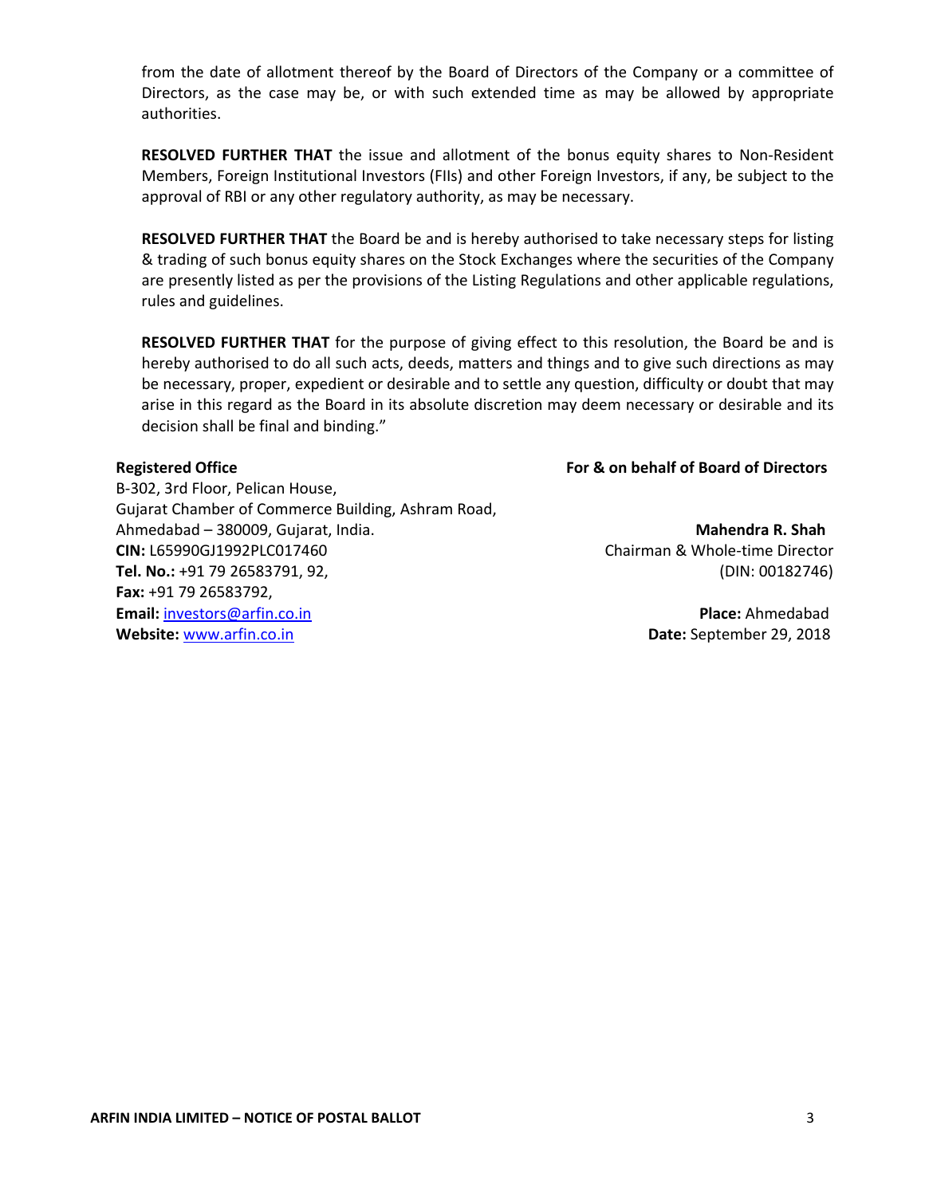from the date of allotment thereof by the Board of Directors of the Company or a committee of Directors, as the case may be, or with such extended time as may be allowed by appropriate authorities.

**RESOLVED FURTHER THAT** the issue and allotment of the bonus equity shares to Non-Resident Members, Foreign Institutional Investors (FIIs) and other Foreign Investors, if any, be subject to the approval of RBI or any other regulatory authority, as may be necessary.

**RESOLVED FURTHER THAT** the Board be and is hereby authorised to take necessary steps for listing & trading of such bonus equity shares on the Stock Exchanges where the securities of the Company are presently listed as per the provisions of the Listing Regulations and other applicable regulations, rules and guidelines.

**RESOLVED FURTHER THAT** for the purpose of giving effect to this resolution, the Board be and is hereby authorised to do all such acts, deeds, matters and things and to give such directions as may be necessary, proper, expedient or desirable and to settle any question, difficulty or doubt that may arise in this regard as the Board in its absolute discretion may deem necessary or desirable and its decision shall be final and binding."

**For & on behalf of Board of Directors**

**Mahendra R. Shah**
Chairman & Whole-time Director
(DIN: 00182746)

**Place:** Ahmedabad
**Date:** September 29, 2018

**Registered Office**
B-302, 3rd Floor, Pelican House,
Gujarat Chamber of Commerce Building, Ashram Road,
Ahmedabad – 380009, Gujarat, India.
**CIN:** L65990GJ1992PLC017460
**Tel. No.:** +91 79 26583791, 92,
**Fax:** +91 79 26583792,
**Email:** investors@arfin.co.in
**Website:** www.arfin.co.in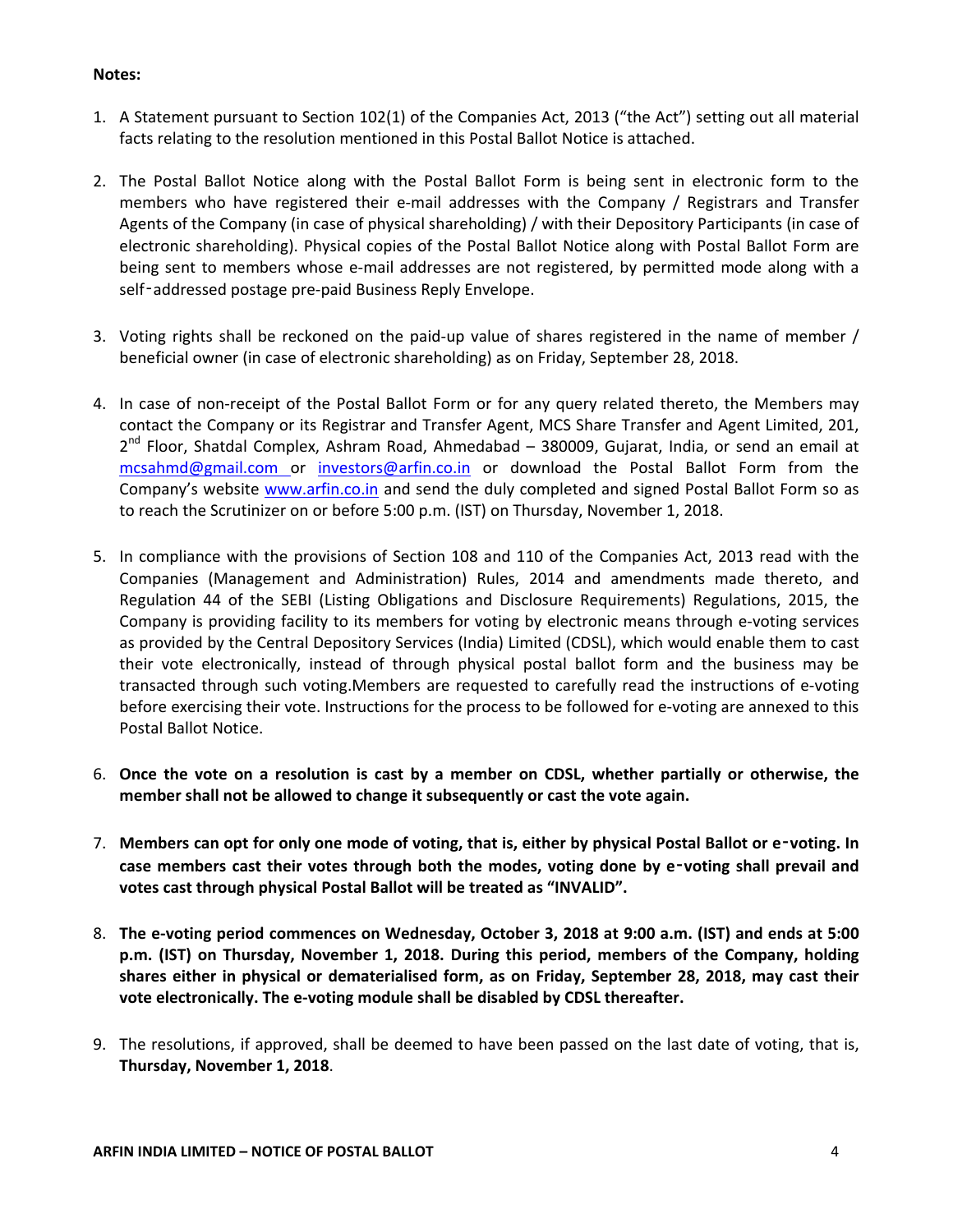**Notes:**

1. A Statement pursuant to Section 102(1) of the Companies Act, 2013 ("the Act") setting out all material facts relating to the resolution mentioned in this Postal Ballot Notice is attached.

2. The Postal Ballot Notice along with the Postal Ballot Form is being sent in electronic form to the members who have registered their e-mail addresses with the Company / Registrars and Transfer Agents of the Company (in case of physical shareholding) / with their Depository Participants (in case of electronic shareholding). Physical copies of the Postal Ballot Notice along with Postal Ballot Form are being sent to members whose e-mail addresses are not registered, by permitted mode along with a self‑addressed postage pre-paid Business Reply Envelope.

3. Voting rights shall be reckoned on the paid-up value of shares registered in the name of member / beneficial owner (in case of electronic shareholding) as on Friday, September 28, 2018.

4. In case of non-receipt of the Postal Ballot Form or for any query related thereto, the Members may contact the Company or its Registrar and Transfer Agent, MCS Share Transfer and Agent Limited, 201, 2nd Floor, Shatdal Complex, Ashram Road, Ahmedabad – 380009, Gujarat, India, or send an email at mcsahmd@gmail.com or investors@arfin.co.in or download the Postal Ballot Form from the Company's website www.arfin.co.in and send the duly completed and signed Postal Ballot Form so as to reach the Scrutinizer on or before 5:00 p.m. (IST) on Thursday, November 1, 2018.

5. In compliance with the provisions of Section 108 and 110 of the Companies Act, 2013 read with the Companies (Management and Administration) Rules, 2014 and amendments made thereto, and Regulation 44 of the SEBI (Listing Obligations and Disclosure Requirements) Regulations, 2015, the Company is providing facility to its members for voting by electronic means through e-voting services as provided by the Central Depository Services (India) Limited (CDSL), which would enable them to cast their vote electronically, instead of through physical postal ballot form and the business may be transacted through such voting.Members are requested to carefully read the instructions of e-voting before exercising their vote. Instructions for the process to be followed for e-voting are annexed to this Postal Ballot Notice.

6. **Once the vote on a resolution is cast by a member on CDSL, whether partially or otherwise, the member shall not be allowed to change it subsequently or cast the vote again.**

7. **Members can opt for only one mode of voting, that is, either by physical Postal Ballot or e‑voting. In case members cast their votes through both the modes, voting done by e‑voting shall prevail and votes cast through physical Postal Ballot will be treated as "INVALID".**

8. **The e-voting period commences on Wednesday, October 3, 2018 at 9:00 a.m. (IST) and ends at 5:00 p.m. (IST) on Thursday, November 1, 2018. During this period, members of the Company, holding shares either in physical or dematerialised form, as on Friday, September 28, 2018, may cast their vote electronically. The e-voting module shall be disabled by CDSL thereafter.**

9. The resolutions, if approved, shall be deemed to have been passed on the last date of voting, that is, **Thursday, November 1, 2018**.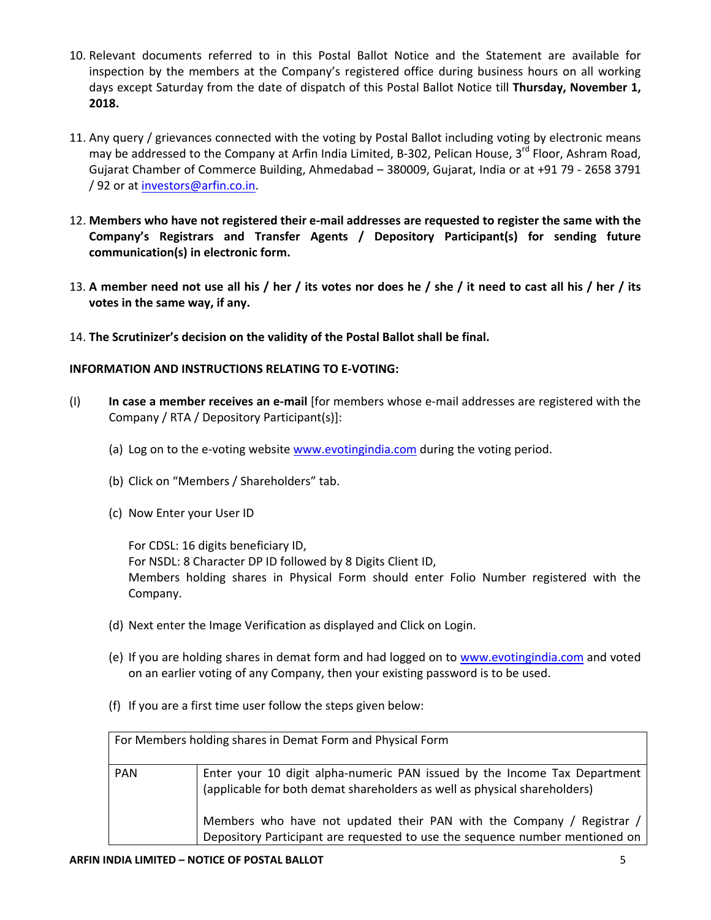10. Relevant documents referred to in this Postal Ballot Notice and the Statement are available for inspection by the members at the Company's registered office during business hours on all working days except Saturday from the date of dispatch of this Postal Ballot Notice till **Thursday, November 1, 2018.**

11. Any query / grievances connected with the voting by Postal Ballot including voting by electronic means may be addressed to the Company at Arfin India Limited, B-302, Pelican House, 3rd Floor, Ashram Road, Gujarat Chamber of Commerce Building, Ahmedabad – 380009, Gujarat, India or at +91 79 - 2658 3791 / 92 or at investors@arfin.co.in.

12. **Members who have not registered their e-mail addresses are requested to register the same with the Company's Registrars and Transfer Agents / Depository Participant(s) for sending future communication(s) in electronic form.**

13. **A member need not use all his / her / its votes nor does he / she / it need to cast all his / her / its votes in the same way, if any.**

14. **The Scrutinizer's decision on the validity of the Postal Ballot shall be final.**

**INFORMATION AND INSTRUCTIONS RELATING TO E-VOTING:**

(I) **In case a member receives an e-mail** [for members whose e-mail addresses are registered with the Company / RTA / Depository Participant(s)]:

(a) Log on to the e-voting website www.evotingindia.com during the voting period.

(b) Click on "Members / Shareholders" tab.

(c) Now Enter your User ID

For CDSL: 16 digits beneficiary ID,
For NSDL: 8 Character DP ID followed by 8 Digits Client ID,
Members holding shares in Physical Form should enter Folio Number registered with the Company.

(d) Next enter the Image Verification as displayed and Click on Login.

(e) If you are holding shares in demat form and had logged on to www.evotingindia.com and voted on an earlier voting of any Company, then your existing password is to be used.

(f) If you are a first time user follow the steps given below:

| For Members holding shares in Demat Form and Physical Form | |
|---|---|
| PAN | Enter your 10 digit alpha-numeric PAN issued by the Income Tax Department (applicable for both demat shareholders as well as physical shareholders)<br><br>Members who have not updated their PAN with the Company / Registrar / Depository Participant are requested to use the sequence number mentioned on |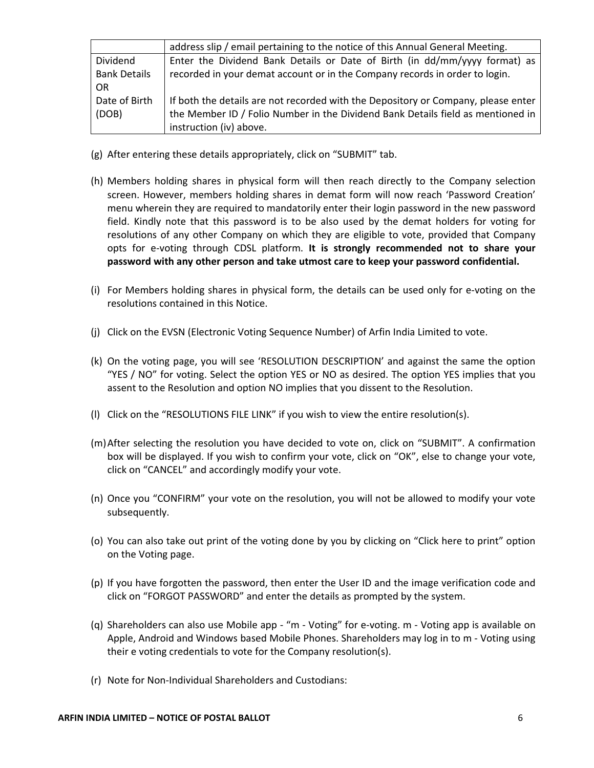| | |
|---|---|
| | address slip / email pertaining to the notice of this Annual General Meeting. |
| Dividend Bank Details OR Date of Birth (DOB) | Enter the Dividend Bank Details or Date of Birth (in dd/mm/yyyy format) as recorded in your demat account or in the Company records in order to login.<br><br>If both the details are not recorded with the Depository or Company, please enter the Member ID / Folio Number in the Dividend Bank Details field as mentioned in instruction (iv) above. |

(g) After entering these details appropriately, click on "SUBMIT" tab.

(h) Members holding shares in physical form will then reach directly to the Company selection screen. However, members holding shares in demat form will now reach 'Password Creation' menu wherein they are required to mandatorily enter their login password in the new password field. Kindly note that this password is to be also used by the demat holders for voting for resolutions of any other Company on which they are eligible to vote, provided that Company opts for e-voting through CDSL platform. **It is strongly recommended not to share your password with any other person and take utmost care to keep your password confidential.**

(i) For Members holding shares in physical form, the details can be used only for e-voting on the resolutions contained in this Notice.

(j) Click on the EVSN (Electronic Voting Sequence Number) of Arfin India Limited to vote.

(k) On the voting page, you will see 'RESOLUTION DESCRIPTION' and against the same the option "YES / NO" for voting. Select the option YES or NO as desired. The option YES implies that you assent to the Resolution and option NO implies that you dissent to the Resolution.

(l) Click on the "RESOLUTIONS FILE LINK" if you wish to view the entire resolution(s).

(m) After selecting the resolution you have decided to vote on, click on "SUBMIT". A confirmation box will be displayed. If you wish to confirm your vote, click on "OK", else to change your vote, click on "CANCEL" and accordingly modify your vote.

(n) Once you "CONFIRM" your vote on the resolution, you will not be allowed to modify your vote subsequently.

(o) You can also take out print of the voting done by you by clicking on "Click here to print" option on the Voting page.

(p) If you have forgotten the password, then enter the User ID and the image verification code and click on "FORGOT PASSWORD" and enter the details as prompted by the system.

(q) Shareholders can also use Mobile app - "m - Voting" for e-voting. m - Voting app is available on Apple, Android and Windows based Mobile Phones. Shareholders may log in to m - Voting using their e voting credentials to vote for the Company resolution(s).

(r) Note for Non-Individual Shareholders and Custodians: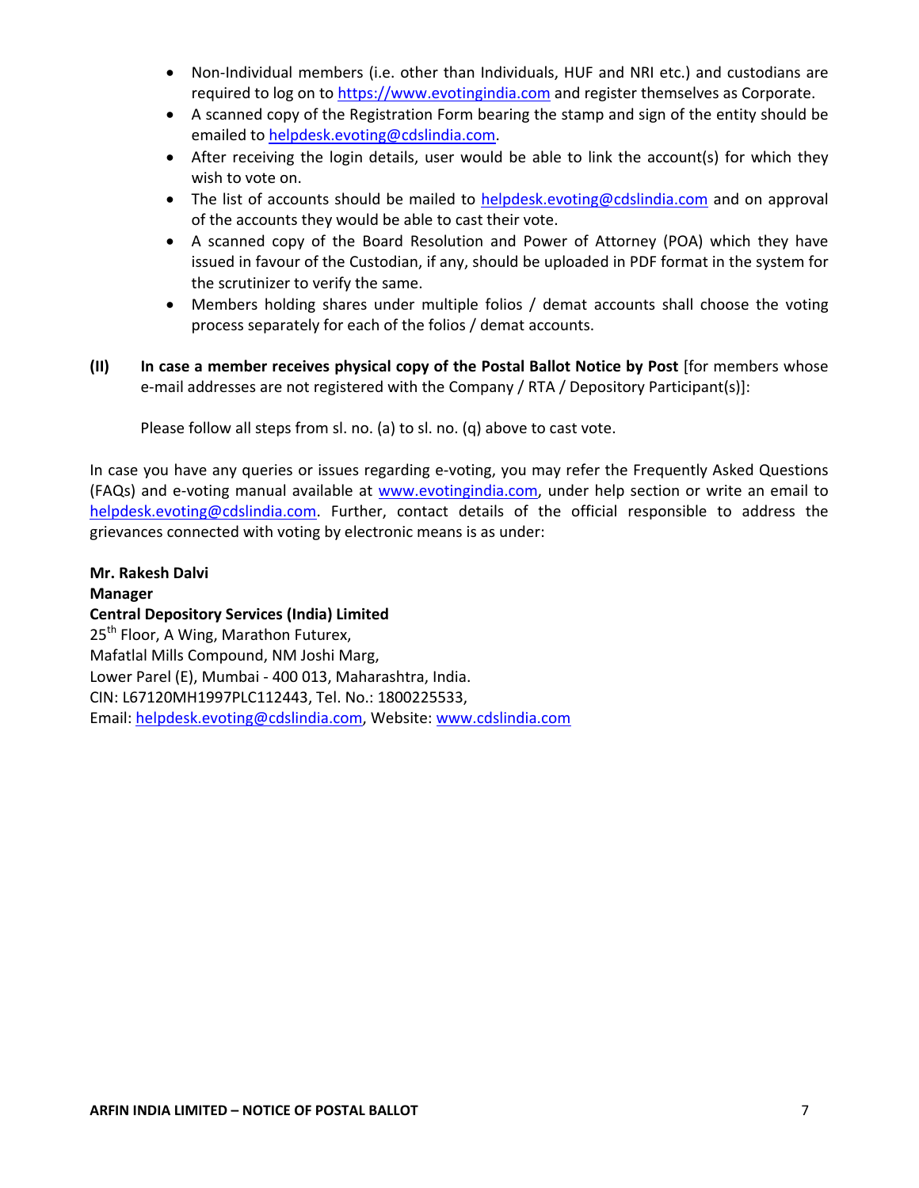- Non-Individual members (i.e. other than Individuals, HUF and NRI etc.) and custodians are required to log on to https://www.evotingindia.com and register themselves as Corporate.
- A scanned copy of the Registration Form bearing the stamp and sign of the entity should be emailed to helpdesk.evoting@cdslindia.com.
- After receiving the login details, user would be able to link the account(s) for which they wish to vote on.
- The list of accounts should be mailed to helpdesk.evoting@cdslindia.com and on approval of the accounts they would be able to cast their vote.
- A scanned copy of the Board Resolution and Power of Attorney (POA) which they have issued in favour of the Custodian, if any, should be uploaded in PDF format in the system for the scrutinizer to verify the same.
- Members holding shares under multiple folios / demat accounts shall choose the voting process separately for each of the folios / demat accounts.

**(II) In case a member receives physical copy of the Postal Ballot Notice by Post** [for members whose e-mail addresses are not registered with the Company / RTA / Depository Participant(s)]:

Please follow all steps from sl. no. (a) to sl. no. (q) above to cast vote.

In case you have any queries or issues regarding e-voting, you may refer the Frequently Asked Questions (FAQs) and e-voting manual available at www.evotingindia.com, under help section or write an email to helpdesk.evoting@cdslindia.com. Further, contact details of the official responsible to address the grievances connected with voting by electronic means is as under:

**Mr. Rakesh Dalvi**
**Manager**
**Central Depository Services (India) Limited**
25th Floor, A Wing, Marathon Futurex,
Mafatlal Mills Compound, NM Joshi Marg,
Lower Parel (E), Mumbai - 400 013, Maharashtra, India.
CIN: L67120MH1997PLC112443, Tel. No.: 1800225533,
Email: helpdesk.evoting@cdslindia.com, Website: www.cdslindia.com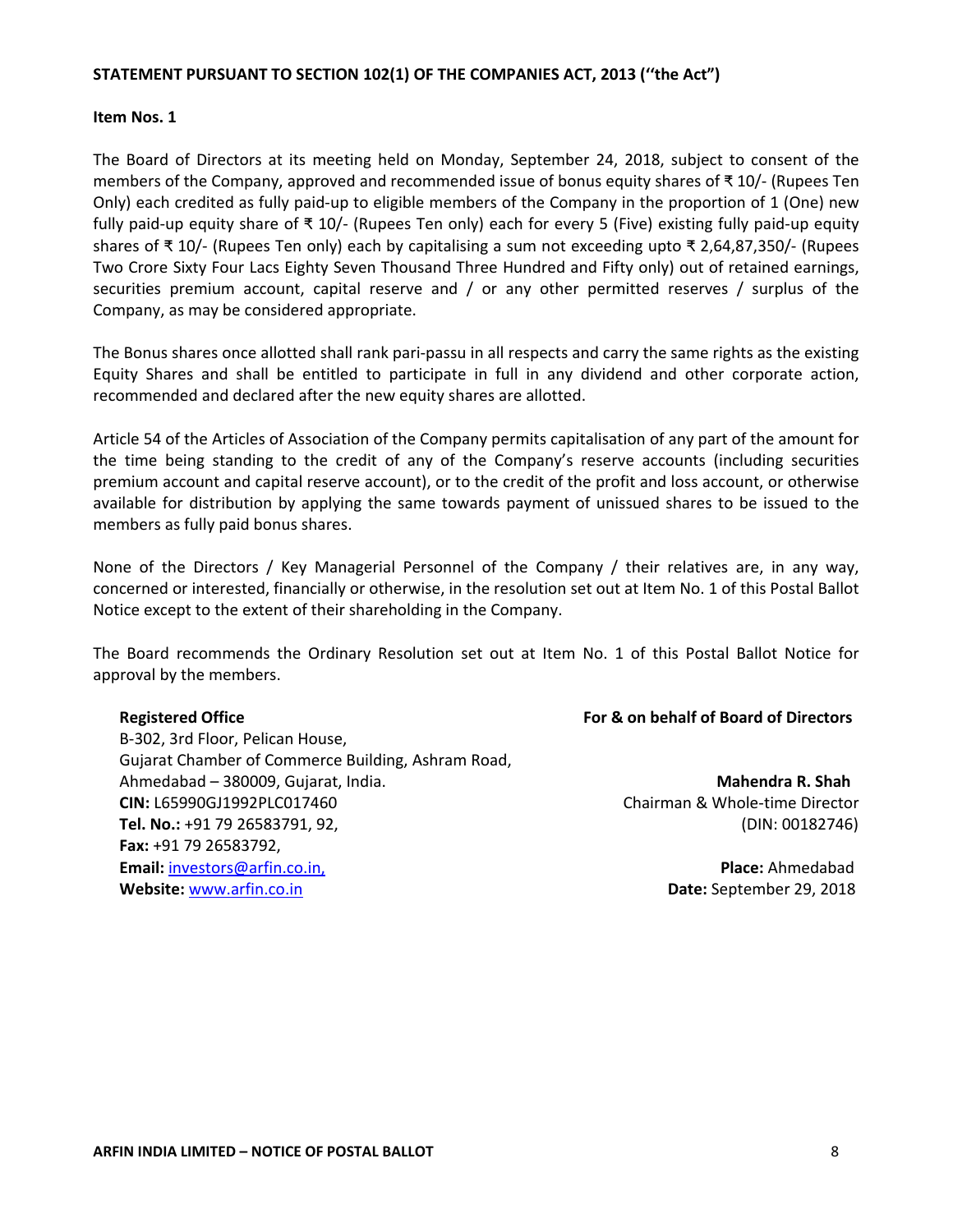**STATEMENT PURSUANT TO SECTION 102(1) OF THE COMPANIES ACT, 2013 (''the Act")**

**Item Nos. 1**

The Board of Directors at its meeting held on Monday, September 24, 2018, subject to consent of the members of the Company, approved and recommended issue of bonus equity shares of ₹ 10/- (Rupees Ten Only) each credited as fully paid-up to eligible members of the Company in the proportion of 1 (One) new fully paid-up equity share of ₹ 10/- (Rupees Ten only) each for every 5 (Five) existing fully paid-up equity shares of ₹ 10/- (Rupees Ten only) each by capitalising a sum not exceeding upto ₹ 2,64,87,350/- (Rupees Two Crore Sixty Four Lacs Eighty Seven Thousand Three Hundred and Fifty only) out of retained earnings, securities premium account, capital reserve and / or any other permitted reserves / surplus of the Company, as may be considered appropriate.

The Bonus shares once allotted shall rank pari-passu in all respects and carry the same rights as the existing Equity Shares and shall be entitled to participate in full in any dividend and other corporate action, recommended and declared after the new equity shares are allotted.

Article 54 of the Articles of Association of the Company permits capitalisation of any part of the amount for the time being standing to the credit of any of the Company's reserve accounts (including securities premium account and capital reserve account), or to the credit of the profit and loss account, or otherwise available for distribution by applying the same towards payment of unissued shares to be issued to the members as fully paid bonus shares.

None of the Directors / Key Managerial Personnel of the Company / their relatives are, in any way, concerned or interested, financially or otherwise, in the resolution set out at Item No. 1 of this Postal Ballot Notice except to the extent of their shareholding in the Company.

The Board recommends the Ordinary Resolution set out at Item No. 1 of this Postal Ballot Notice for approval by the members.

**Registered Office**
B-302, 3rd Floor, Pelican House,
Gujarat Chamber of Commerce Building, Ashram Road,
Ahmedabad – 380009, Gujarat, India.
**CIN:** L65990GJ1992PLC017460
**Tel. No.:** +91 79 26583791, 92,
**Fax:** +91 79 26583792,
**Email:** investors@arfin.co.in,
**Website:** www.arfin.co.in

**For & on behalf of Board of Directors**

**Mahendra R. Shah**
Chairman & Whole-time Director
(DIN: 00182746)

**Place:** Ahmedabad
**Date:** September 29, 2018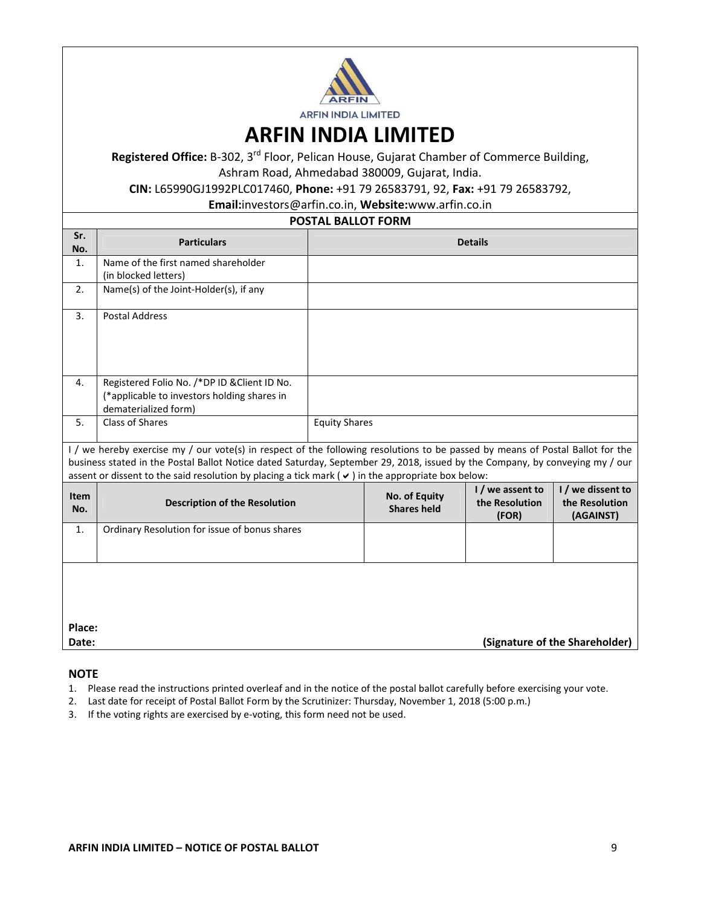ARFIN INDIA LIMITED

# ARFIN INDIA LIMITED

**Registered Office:** B-302, 3rd Floor, Pelican House, Gujarat Chamber of Commerce Building, Ashram Road, Ahmedabad 380009, Gujarat, India.

**CIN:** L65990GJ1992PLC017460, **Phone:** +91 79 26583791, 92, **Fax:** +91 79 26583792,

**Email:**investors@arfin.co.in, **Website:**www.arfin.co.in

## POSTAL BALLOT FORM

| Sr. No. | Particulars | Details |
|---|---|---|
| 1. | Name of the first named shareholder (in blocked letters) | |
| 2. | Name(s) of the Joint-Holder(s), if any | |
| 3. | Postal Address | |
| 4. | Registered Folio No. /*DP ID &Client ID No. (*applicable to investors holding shares in dematerialized form) | |
| 5. | Class of Shares | Equity Shares |

I / we hereby exercise my / our vote(s) in respect of the following resolutions to be passed by means of Postal Ballot for the business stated in the Postal Ballot Notice dated Saturday, September 29, 2018, issued by the Company, by conveying my / our assent or dissent to the said resolution by placing a tick mark ( ✔ ) in the appropriate box below:

| Item No. | Description of the Resolution | No. of Equity Shares held | I / we assent to the Resolution (FOR) | I / we dissent to the Resolution (AGAINST) |
|---|---|---|---|---|
| 1. | Ordinary Resolution for issue of bonus shares | | | |

**Place:**

**Date:** **(Signature of the Shareholder)**

**NOTE**

1. Please read the instructions printed overleaf and in the notice of the postal ballot carefully before exercising your vote.
2. Last date for receipt of Postal Ballot Form by the Scrutinizer: Thursday, November 1, 2018 (5:00 p.m.)
3. If the voting rights are exercised by e-voting, this form need not be used.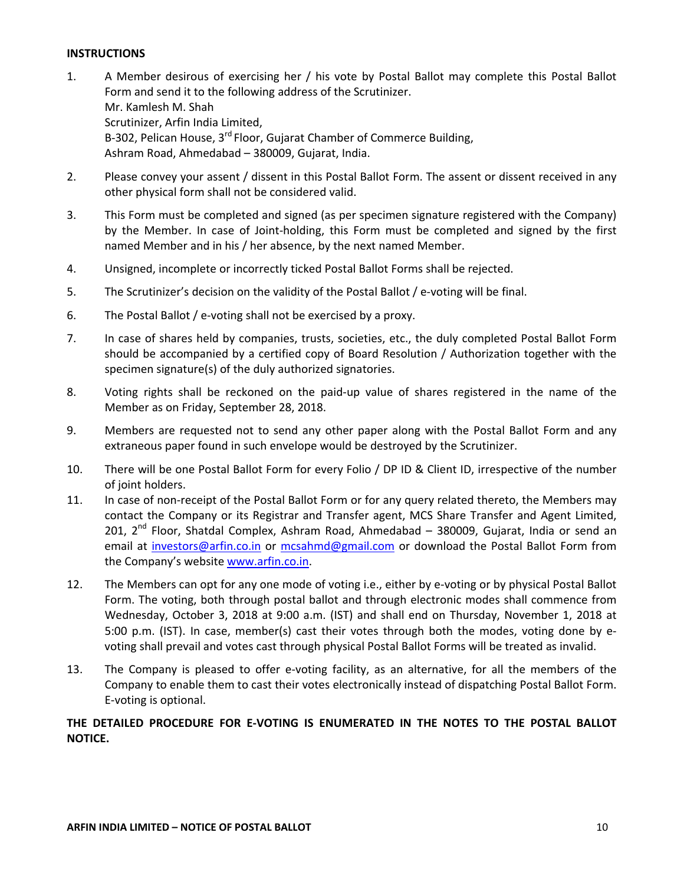**INSTRUCTIONS**

1. A Member desirous of exercising her / his vote by Postal Ballot may complete this Postal Ballot Form and send it to the following address of the Scrutinizer.
   Mr. Kamlesh M. Shah
   Scrutinizer, Arfin India Limited,
   B-302, Pelican House, 3rd Floor, Gujarat Chamber of Commerce Building,
   Ashram Road, Ahmedabad – 380009, Gujarat, India.

2. Please convey your assent / dissent in this Postal Ballot Form. The assent or dissent received in any other physical form shall not be considered valid.

3. This Form must be completed and signed (as per specimen signature registered with the Company) by the Member. In case of Joint-holding, this Form must be completed and signed by the first named Member and in his / her absence, by the next named Member.

4. Unsigned, incomplete or incorrectly ticked Postal Ballot Forms shall be rejected.

5. The Scrutinizer's decision on the validity of the Postal Ballot / e-voting will be final.

6. The Postal Ballot / e-voting shall not be exercised by a proxy.

7. In case of shares held by companies, trusts, societies, etc., the duly completed Postal Ballot Form should be accompanied by a certified copy of Board Resolution / Authorization together with the specimen signature(s) of the duly authorized signatories.

8. Voting rights shall be reckoned on the paid-up value of shares registered in the name of the Member as on Friday, September 28, 2018.

9. Members are requested not to send any other paper along with the Postal Ballot Form and any extraneous paper found in such envelope would be destroyed by the Scrutinizer.

10. There will be one Postal Ballot Form for every Folio / DP ID & Client ID, irrespective of the number of joint holders.

11. In case of non-receipt of the Postal Ballot Form or for any query related thereto, the Members may contact the Company or its Registrar and Transfer agent, MCS Share Transfer and Agent Limited, 201, 2nd Floor, Shatdal Complex, Ashram Road, Ahmedabad – 380009, Gujarat, India or send an email at investors@arfin.co.in or mcsahmd@gmail.com or download the Postal Ballot Form from the Company's website www.arfin.co.in.

12. The Members can opt for any one mode of voting i.e., either by e-voting or by physical Postal Ballot Form. The voting, both through postal ballot and through electronic modes shall commence from Wednesday, October 3, 2018 at 9:00 a.m. (IST) and shall end on Thursday, November 1, 2018 at 5:00 p.m. (IST). In case, member(s) cast their votes through both the modes, voting done by e-voting shall prevail and votes cast through physical Postal Ballot Forms will be treated as invalid.

13. The Company is pleased to offer e-voting facility, as an alternative, for all the members of the Company to enable them to cast their votes electronically instead of dispatching Postal Ballot Form. E-voting is optional.

**THE DETAILED PROCEDURE FOR E-VOTING IS ENUMERATED IN THE NOTES TO THE POSTAL BALLOT NOTICE.**